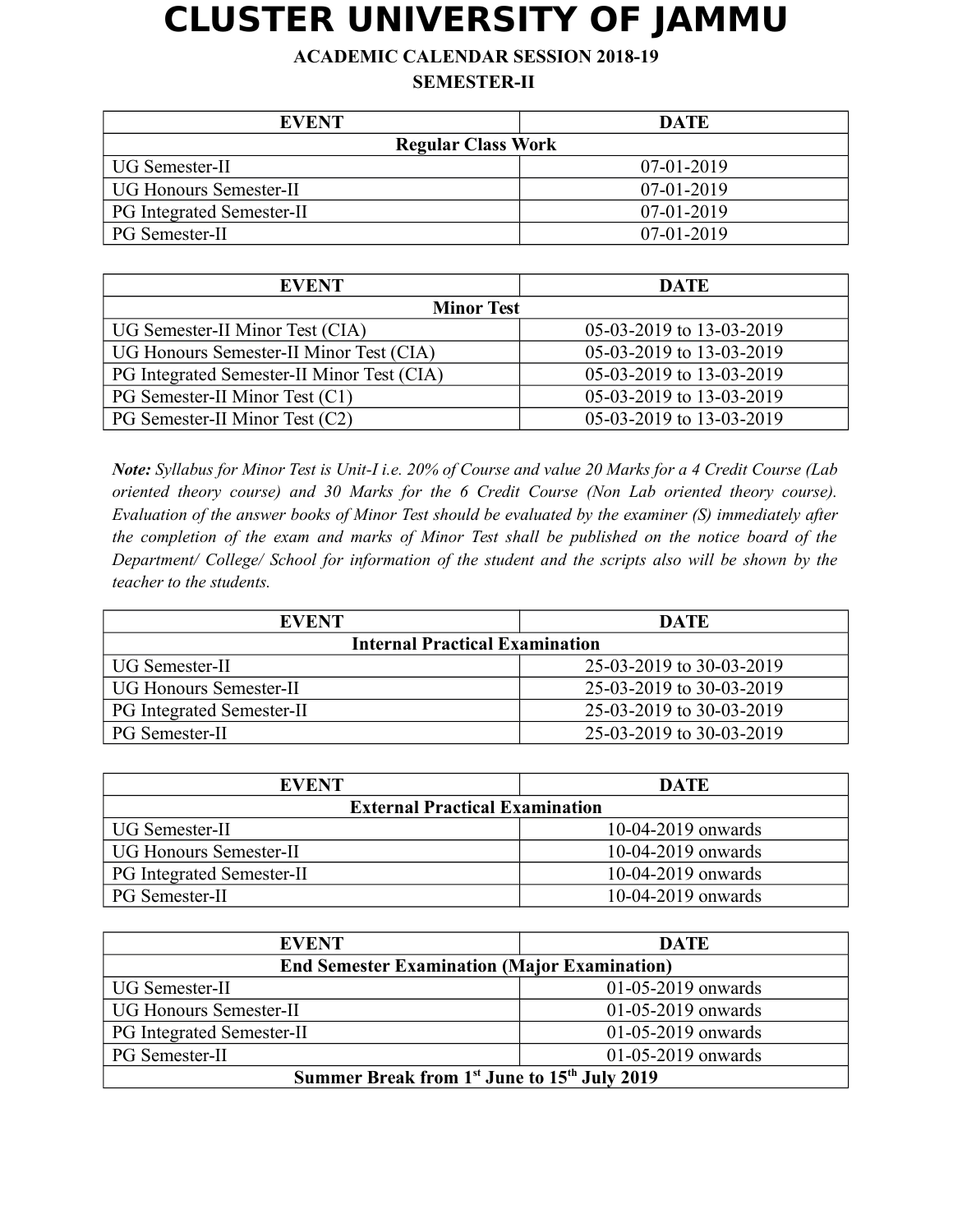# CLUSTER UNIVERSITY OF JAMMU

**ACADEMIC CALENDAR SESSION 2018-19**

**SEMESTER-II**

| EVENT | DATE |
| --- | --- |
| **Regular Class Work** | |
| UG Semester-II | 07-01-2019 |
| UG Honours Semester-II | 07-01-2019 |
| PG Integrated Semester-II | 07-01-2019 |
| PG Semester-II | 07-01-2019 |

| EVENT | DATE |
| --- | --- |
| **Minor Test** | |
| UG Semester-II Minor Test (CIA) | 05-03-2019 to 13-03-2019 |
| UG Honours Semester-II Minor Test (CIA) | 05-03-2019 to 13-03-2019 |
| PG Integrated Semester-II Minor Test (CIA) | 05-03-2019 to 13-03-2019 |
| PG Semester-II Minor Test (C1) | 05-03-2019 to 13-03-2019 |
| PG Semester-II Minor Test (C2) | 05-03-2019 to 13-03-2019 |

***Note:*** *Syllabus for Minor Test is Unit-I i.e. 20% of Course and value 20 Marks for a 4 Credit Course (Lab oriented theory course) and 30 Marks for the 6 Credit Course (Non Lab oriented theory course). Evaluation of the answer books of Minor Test should be evaluated by the examiner (S) immediately after the completion of the exam and marks of Minor Test shall be published on the notice board of the Department/ College/ School for information of the student and the scripts also will be shown by the teacher to the students.*

| EVENT | DATE |
| --- | --- |
| **Internal Practical Examination** | |
| UG Semester-II | 25-03-2019 to 30-03-2019 |
| UG Honours Semester-II | 25-03-2019 to 30-03-2019 |
| PG Integrated Semester-II | 25-03-2019 to 30-03-2019 |
| PG Semester-II | 25-03-2019 to 30-03-2019 |

| EVENT | DATE |
| --- | --- |
| **External Practical Examination** | |
| UG Semester-II | 10-04-2019 onwards |
| UG Honours Semester-II | 10-04-2019 onwards |
| PG Integrated Semester-II | 10-04-2019 onwards |
| PG Semester-II | 10-04-2019 onwards |

| EVENT | DATE |
| --- | --- |
| **End Semester Examination (Major Examination)** | |
| UG Semester-II | 01-05-2019 onwards |
| UG Honours Semester-II | 01-05-2019 onwards |
| PG Integrated Semester-II | 01-05-2019 onwards |
| PG Semester-II | 01-05-2019 onwards |
| **Summer Break from 1st June to 15th July 2019** | |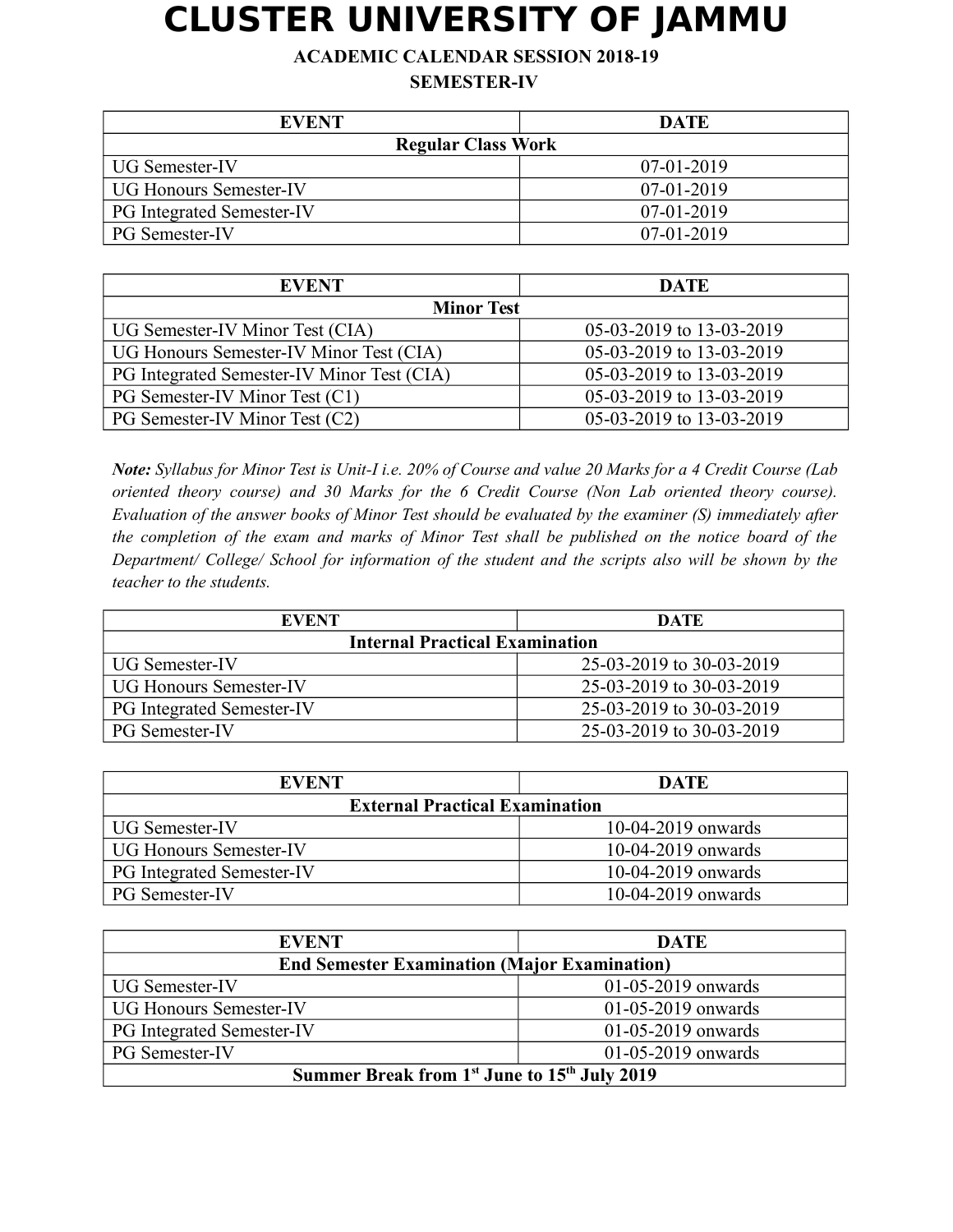# CLUSTER UNIVERSITY OF JAMMU

**ACADEMIC CALENDAR SESSION 2018-19**

**SEMESTER-IV**

| EVENT | DATE |
|---|---|
| **Regular Class Work** | |
| UG Semester-IV | 07-01-2019 |
| UG Honours Semester-IV | 07-01-2019 |
| PG Integrated Semester-IV | 07-01-2019 |
| PG Semester-IV | 07-01-2019 |

| EVENT | DATE |
|---|---|
| **Minor Test** | |
| UG Semester-IV Minor Test (CIA) | 05-03-2019 to 13-03-2019 |
| UG Honours Semester-IV Minor Test (CIA) | 05-03-2019 to 13-03-2019 |
| PG Integrated Semester-IV Minor Test (CIA) | 05-03-2019 to 13-03-2019 |
| PG Semester-IV Minor Test (C1) | 05-03-2019 to 13-03-2019 |
| PG Semester-IV Minor Test (C2) | 05-03-2019 to 13-03-2019 |

***Note:*** *Syllabus for Minor Test is Unit-I i.e. 20% of Course and value 20 Marks for a 4 Credit Course (Lab oriented theory course) and 30 Marks for the 6 Credit Course (Non Lab oriented theory course). Evaluation of the answer books of Minor Test should be evaluated by the examiner (S) immediately after the completion of the exam and marks of Minor Test shall be published on the notice board of the Department/ College/ School for information of the student and the scripts also will be shown by the teacher to the students.*

| EVENT | DATE |
|---|---|
| **Internal Practical Examination** | |
| UG Semester-IV | 25-03-2019 to 30-03-2019 |
| UG Honours Semester-IV | 25-03-2019 to 30-03-2019 |
| PG Integrated Semester-IV | 25-03-2019 to 30-03-2019 |
| PG Semester-IV | 25-03-2019 to 30-03-2019 |

| EVENT | DATE |
|---|---|
| **External Practical Examination** | |
| UG Semester-IV | 10-04-2019 onwards |
| UG Honours Semester-IV | 10-04-2019 onwards |
| PG Integrated Semester-IV | 10-04-2019 onwards |
| PG Semester-IV | 10-04-2019 onwards |

| EVENT | DATE |
|---|---|
| **End Semester Examination (Major Examination)** | |
| UG Semester-IV | 01-05-2019 onwards |
| UG Honours Semester-IV | 01-05-2019 onwards |
| PG Integrated Semester-IV | 01-05-2019 onwards |
| PG Semester-IV | 01-05-2019 onwards |
| **Summer Break from 1st June to 15th July 2019** | |